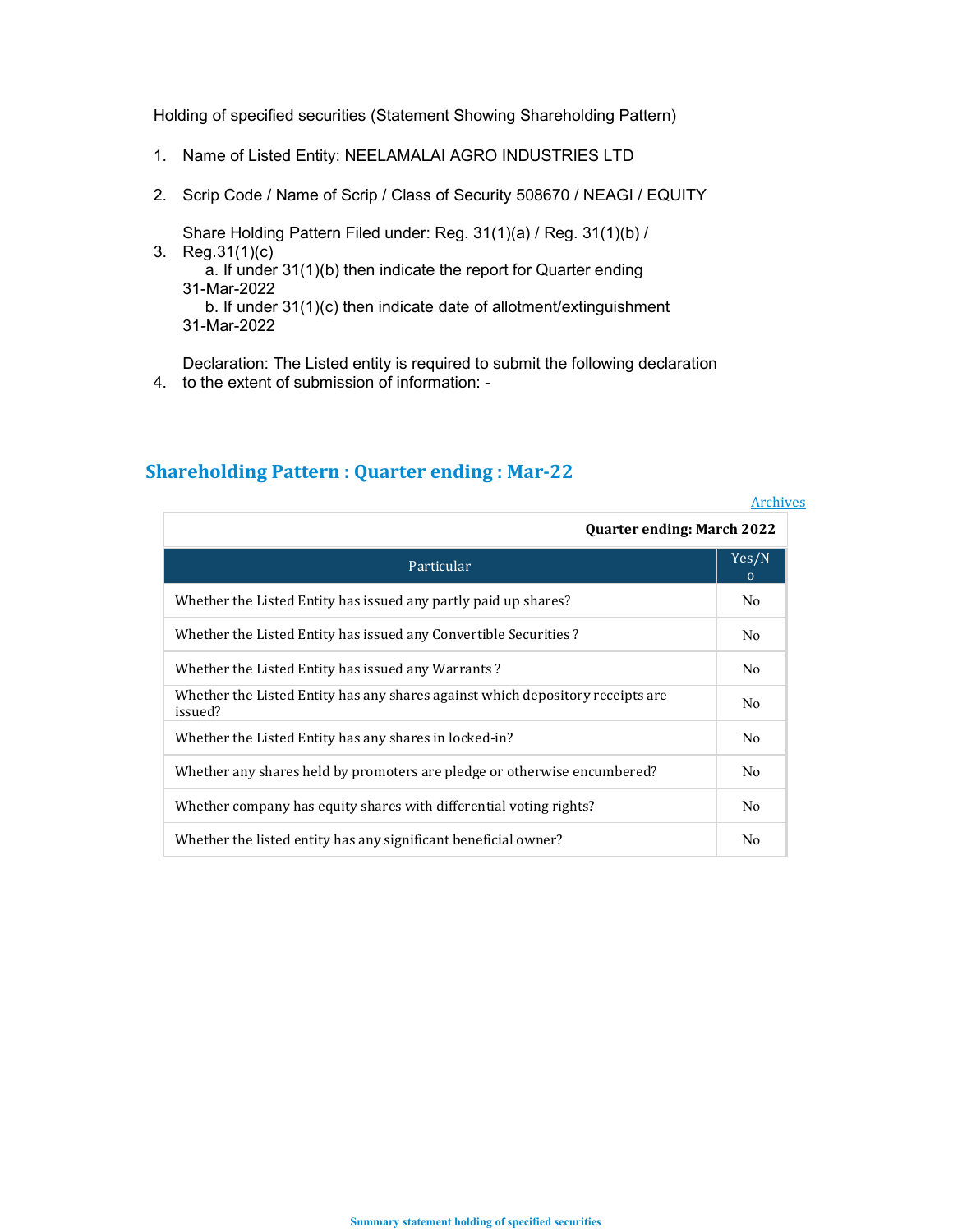Holding of specified securities (Statement Showing Shareholding Pattern)

1. Name of Listed Entity: NEELAMALAI AGRO INDUSTRIES LTD

2. Scrip Code / Name of Scrip / Class of Security 508670 / NEAGI / EQUITY

3. Share Holding Pattern Filed under: Reg. 31(1)(a) / Reg. 31(1)(b) / Reg.31(1)(c)
   a. If under 31(1)(b) then indicate the report for Quarter ending 31-Mar-2022
   b. If under 31(1)(c) then indicate date of allotment/extinguishment 31-Mar-2022

4. Declaration: The Listed entity is required to submit the following declaration to the extent of submission of information: -

## Shareholding Pattern : Quarter ending : Mar-22

Archives

| Quarter ending: March 2022 | |
|---|---|
| Particular | Yes/No |
| Whether the Listed Entity has issued any partly paid up shares? | No |
| Whether the Listed Entity has issued any Convertible Securities ? | No |
| Whether the Listed Entity has issued any Warrants ? | No |
| Whether the Listed Entity has any shares against which depository receipts are issued? | No |
| Whether the Listed Entity has any shares in locked-in? | No |
| Whether any shares held by promoters are pledge or otherwise encumbered? | No |
| Whether company has equity shares with differential voting rights? | No |
| Whether the listed entity has any significant beneficial owner? | No |

**Summary statement holding of specified securities**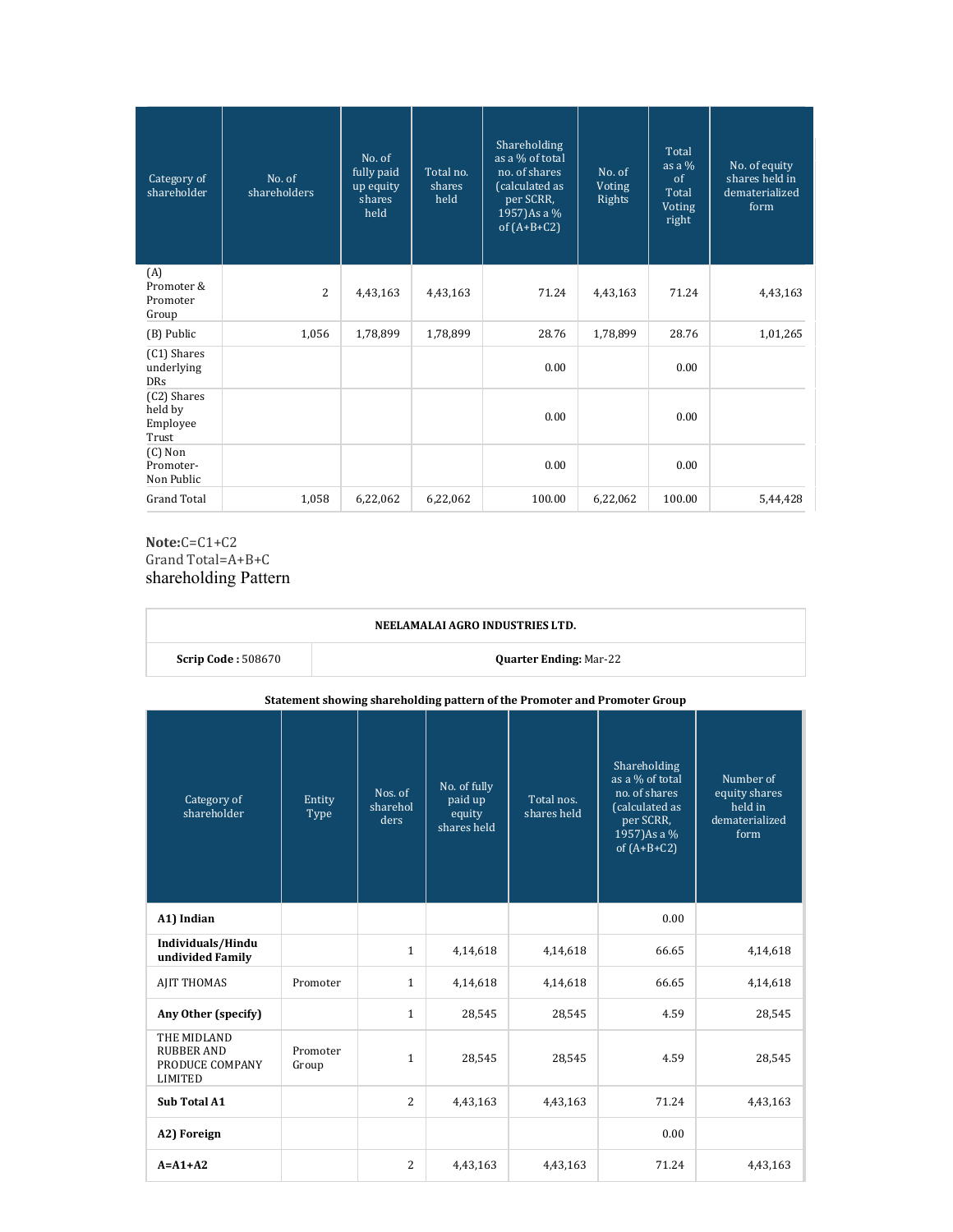| Category of shareholder | No. of shareholders | No. of fully paid up equity shares held | Total no. shares held | Shareholding as a % of total no. of shares (calculated as per SCRR, 1957)As a % of (A+B+C2) | No. of Voting Rights | Total as a % of Total Voting right | No. of equity shares held in dematerialized form |
|---|---|---|---|---|---|---|---|
| (A) Promoter & Promoter Group | 2 | 4,43,163 | 4,43,163 | 71.24 | 4,43,163 | 71.24 | 4,43,163 |
| (B) Public | 1,056 | 1,78,899 | 1,78,899 | 28.76 | 1,78,899 | 28.76 | 1,01,265 |
| (C1) Shares underlying DRs | | | | 0.00 | | 0.00 | |
| (C2) Shares held by Employee Trust | | | | 0.00 | | 0.00 | |
| (C) Non Promoter-Non Public | | | | 0.00 | | 0.00 | |
| Grand Total | 1,058 | 6,22,062 | 6,22,062 | 100.00 | 6,22,062 | 100.00 | 5,44,428 |

**Note:**C=C1+C2
Grand Total=A+B+C

shareholding Pattern

| **NEELAMALAI AGRO INDUSTRIES LTD.** | |
|---|---|
| **Scrip Code :** 508670 | **Quarter Ending:** Mar-22 |

**Statement showing shareholding pattern of the Promoter and Promoter Group**

| Category of shareholder | Entity Type | Nos. of shareholders | No. of fully paid up equity shares held | Total nos. shares held | Shareholding as a % of total no. of shares (calculated as per SCRR, 1957)As a % of (A+B+C2) | Number of equity shares held in dematerialized form |
|---|---|---|---|---|---|---|
| **A1) Indian** | | | | | 0.00 | |
| **Individuals/Hindu undivided Family** | | 1 | 4,14,618 | 4,14,618 | 66.65 | 4,14,618 |
| AJIT THOMAS | Promoter | 1 | 4,14,618 | 4,14,618 | 66.65 | 4,14,618 |
| **Any Other (specify)** | | 1 | 28,545 | 28,545 | 4.59 | 28,545 |
| THE MIDLAND RUBBER AND PRODUCE COMPANY LIMITED | Promoter Group | 1 | 28,545 | 28,545 | 4.59 | 28,545 |
| **Sub Total A1** | | 2 | 4,43,163 | 4,43,163 | 71.24 | 4,43,163 |
| **A2) Foreign** | | | | | 0.00 | |
| **A=A1+A2** | | 2 | 4,43,163 | 4,43,163 | 71.24 | 4,43,163 |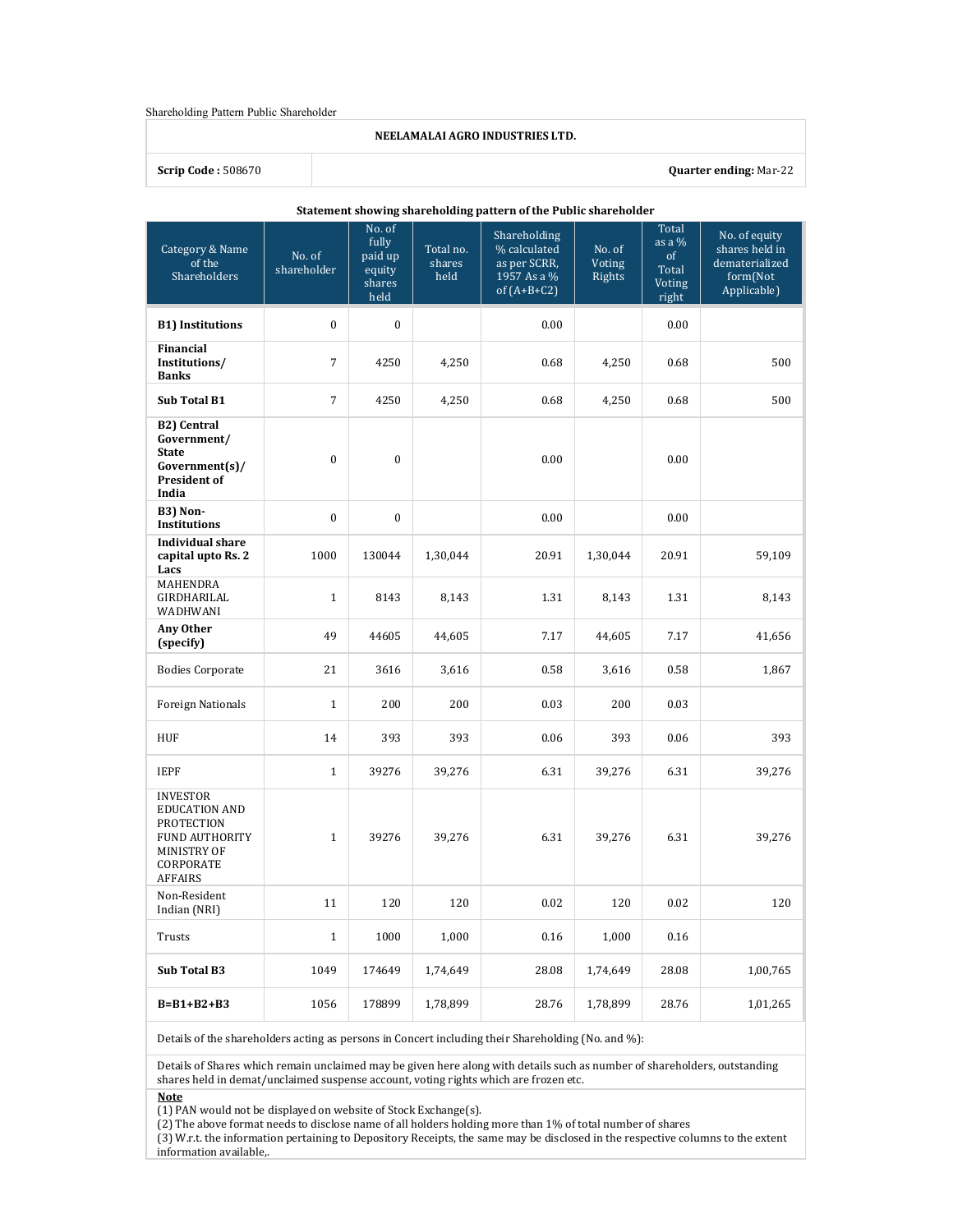Shareholding Pattern Public Shareholder

| NEELAMALAI AGRO INDUSTRIES LTD. | |
|---|---|
| **Scrip Code :** 508670 | **Quarter ending:** Mar-22 |

**Statement showing shareholding pattern of the Public shareholder**

| Category & Name of the Shareholders | No. of shareholder | No. of fully paid up equity shares held | Total no. shares held | Shareholding % calculated as per SCRR, 1957 As a % of (A+B+C2) | No. of Voting Rights | Total as a % of Total Voting right | No. of equity shares held in dematerialized form(Not Applicable) |
|---|---|---|---|---|---|---|---|
| **B1) Institutions** | 0 | 0 | | 0.00 | | 0.00 | |
| **Financial Institutions/ Banks** | 7 | 4250 | 4,250 | 0.68 | 4,250 | 0.68 | 500 |
| **Sub Total B1** | 7 | 4250 | 4,250 | 0.68 | 4,250 | 0.68 | 500 |
| **B2) Central Government/ State Government(s)/ President of India** | 0 | 0 | | 0.00 | | 0.00 | |
| **B3) Non-Institutions** | 0 | 0 | | 0.00 | | 0.00 | |
| **Individual share capital upto Rs. 2 Lacs** | 1000 | 130044 | 1,30,044 | 20.91 | 1,30,044 | 20.91 | 59,109 |
| MAHENDRA GIRDHARILAL WADHWANI | 1 | 8143 | 8,143 | 1.31 | 8,143 | 1.31 | 8,143 |
| **Any Other (specify)** | 49 | 44605 | 44,605 | 7.17 | 44,605 | 7.17 | 41,656 |
| Bodies Corporate | 21 | 3616 | 3,616 | 0.58 | 3,616 | 0.58 | 1,867 |
| Foreign Nationals | 1 | 200 | 200 | 0.03 | 200 | 0.03 | |
| HUF | 14 | 393 | 393 | 0.06 | 393 | 0.06 | 393 |
| IEPF | 1 | 39276 | 39,276 | 6.31 | 39,276 | 6.31 | 39,276 |
| INVESTOR EDUCATION AND PROTECTION FUND AUTHORITY MINISTRY OF CORPORATE AFFAIRS | 1 | 39276 | 39,276 | 6.31 | 39,276 | 6.31 | 39,276 |
| Non-Resident Indian (NRI) | 11 | 120 | 120 | 0.02 | 120 | 0.02 | 120 |
| Trusts | 1 | 1000 | 1,000 | 0.16 | 1,000 | 0.16 | |
| **Sub Total B3** | 1049 | 174649 | 1,74,649 | 28.08 | 1,74,649 | 28.08 | 1,00,765 |
| **B=B1+B2+B3** | 1056 | 178899 | 1,78,899 | 28.76 | 1,78,899 | 28.76 | 1,01,265 |

Details of the shareholders acting as persons in Concert including their Shareholding (No. and %):

Details of Shares which remain unclaimed may be given here along with details such as number of shareholders, outstanding shares held in demat/unclaimed suspense account, voting rights which are frozen etc.

**Note**

(1) PAN would not be displayed on website of Stock Exchange(s).
(2) The above format needs to disclose name of all holders holding more than 1% of total number of shares
(3) W.r.t. the information pertaining to Depository Receipts, the same may be disclosed in the respective columns to the extent information available,.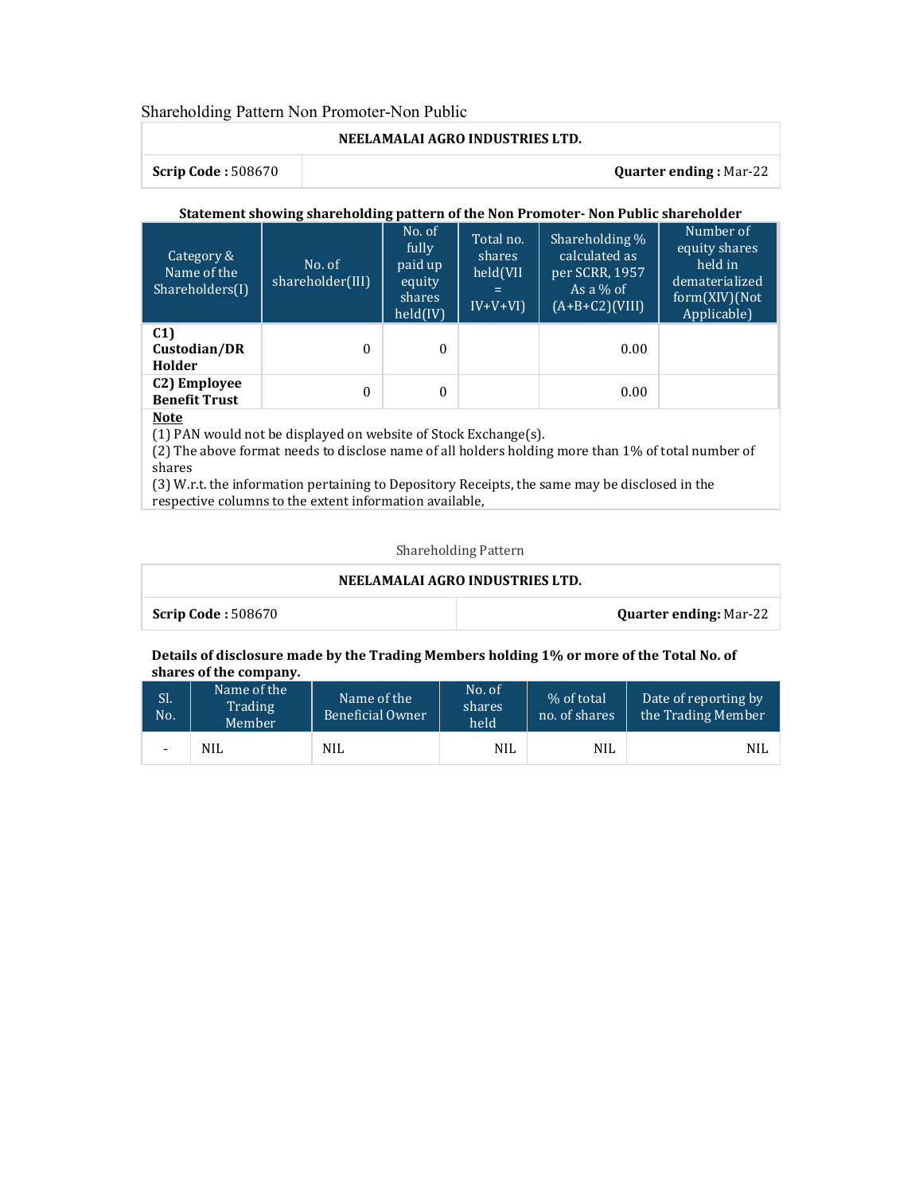Shareholding Pattern Non Promoter-Non Public

| NEELAMALAI AGRO INDUSTRIES LTD. | |
|---|---|
| **Scrip Code :** 508670 | **Quarter ending :** Mar-22 |

**Statement showing shareholding pattern of the Non Promoter- Non Public shareholder**

| Category & Name of the Shareholders(I) | No. of shareholder(III) | No. of fully paid up equity shares held(IV) | Total no. shares held(VII = IV+V+VI) | Shareholding % calculated as per SCRR, 1957 As a % of (A+B+C2)(VIII) | Number of equity shares held in dematerialized form(XIV)(Not Applicable) |
|---|---|---|---|---|---|
| **C1) Custodian/DR Holder** | 0 | 0 | | 0.00 | |
| **C2) Employee Benefit Trust** | 0 | 0 | | 0.00 | |

**Note**

(1) PAN would not be displayed on website of Stock Exchange(s).

(2) The above format needs to disclose name of all holders holding more than 1% of total number of shares

(3) W.r.t. the information pertaining to Depository Receipts, the same may be disclosed in the respective columns to the extent information available,

Shareholding Pattern

| NEELAMALAI AGRO INDUSTRIES LTD. | |
|---|---|
| **Scrip Code :** 508670 | **Quarter ending:** Mar-22 |

**Details of disclosure made by the Trading Members holding 1% or more of the Total No. of shares of the company.**

| Sl. No. | Name of the Trading Member | Name of the Beneficial Owner | No. of shares held | % of total no. of shares | Date of reporting by the Trading Member |
|---|---|---|---|---|---|
| - | NIL | NIL | NIL | NIL | NIL |